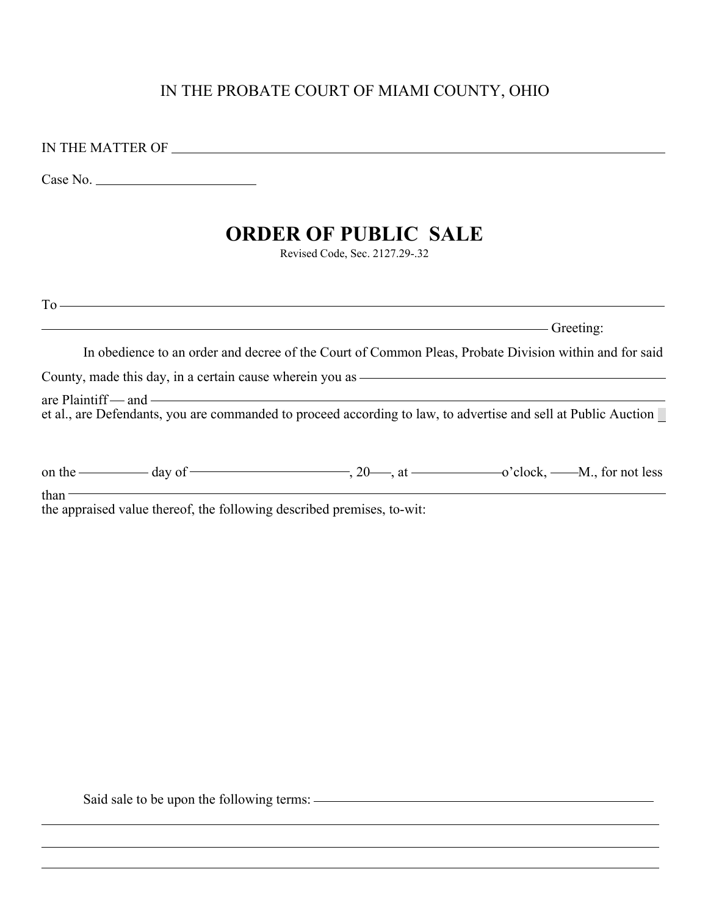IN THE PROBATE COURT OF MIAMI COUNTY, OHIO

IN THE MATTER OF ______________________________________________

Case No. ____________________

# ORDER OF PUBLIC SALE

Revised Code, Sec. 2127.29-.32

To ______________________________________________________________

______________________________________________________________ Greeting:

In obedience to an order and decree of the Court of Common Pleas, Probate Division within and for said County, made this day, in a certain cause wherein you as ______________________________ are Plaintiff — and ______________________________________________ et al., are Defendants, you are commanded to proceed according to law, to advertise and sell at Public Auction

on the ________ day of ____________________, 20____, at ____________ o'clock, ____M., for not less than ______________________________________________ the appraised value thereof, the following described premises, to-wit:

Said sale to be upon the following terms: ______________________________________________

______________________________________________________________

______________________________________________________________

______________________________________________________________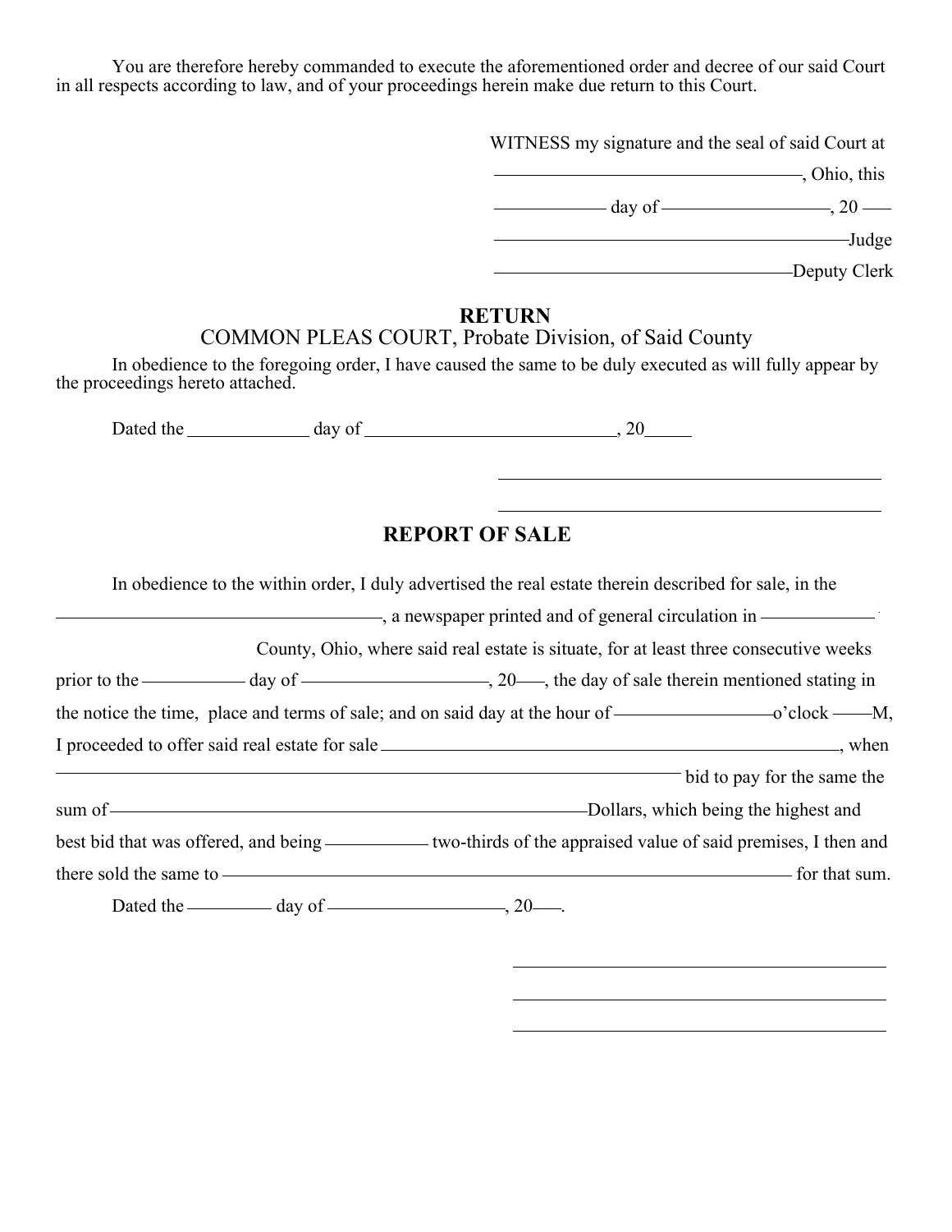You are therefore hereby commanded to execute the aforementioned order and decree of our said Court in all respects according to law, and of your proceedings herein make due return to this Court.

WITNESS my signature and the seal of said Court at

\_\_\_\_\_\_\_\_\_\_\_\_\_\_\_\_\_\_\_\_\_\_\_\_\_\_\_\_\_\_, Ohio, this

\_\_\_\_\_\_\_\_\_\_ day of \_\_\_\_\_\_\_\_\_\_\_\_\_\_\_\_, 20 \_\_\_

\_\_\_\_\_\_\_\_\_\_\_\_\_\_\_\_\_\_\_\_\_\_\_\_\_\_\_\_\_\_\_\_\_\_Judge

\_\_\_\_\_\_\_\_\_\_\_\_\_\_\_\_\_\_\_\_\_\_\_\_\_\_\_\_Deputy Clerk

## RETURN

COMMON PLEAS COURT, Probate Division, of Said County

In obedience to the foregoing order, I have caused the same to be duly executed as will fully appear by the proceedings hereto attached.

Dated the \_\_\_\_\_\_\_\_\_\_ day of \_\_\_\_\_\_\_\_\_\_\_\_\_\_\_\_\_\_\_\_\_\_, 20\_\_\_\_

\_\_\_\_\_\_\_\_\_\_\_\_\_\_\_\_\_\_\_\_\_\_\_\_\_\_\_\_\_\_\_\_\_\_\_\_

\_\_\_\_\_\_\_\_\_\_\_\_\_\_\_\_\_\_\_\_\_\_\_\_\_\_\_\_\_\_\_\_\_\_\_\_

## REPORT OF SALE

In obedience to the within order, I duly advertised the real estate therein described for sale, in the \_\_\_\_\_\_\_\_\_\_\_\_\_\_\_\_\_\_\_\_\_\_\_\_\_\_\_\_\_\_, a newspaper printed and of general circulation in \_\_\_\_\_\_\_\_\_\_ County, Ohio, where said real estate is situate, for at least three consecutive weeks prior to the \_\_\_\_\_\_\_\_\_\_ day of \_\_\_\_\_\_\_\_\_\_\_\_\_\_\_\_, 20\_\_\_, the day of sale therein mentioned stating in the notice the time, place and terms of sale; and on said day at the hour of \_\_\_\_\_\_\_\_\_\_\_\_\_\_ o'clock \_\_\_\_M, I proceeded to offer said real estate for sale \_\_\_\_\_\_\_\_\_\_\_\_\_\_\_\_\_\_\_\_\_\_\_\_\_\_\_\_\_\_\_\_\_\_\_\_\_\_\_\_\_\_\_\_, when \_\_\_\_\_\_\_\_\_\_\_\_\_\_\_\_\_\_\_\_\_\_\_\_\_\_\_\_\_\_\_\_\_\_\_\_\_\_\_\_\_\_\_\_\_\_\_\_\_\_\_\_\_\_\_\_\_\_\_\_\_\_ bid to pay for the same the sum of \_\_\_\_\_\_\_\_\_\_\_\_\_\_\_\_\_\_\_\_\_\_\_\_\_\_\_\_\_\_\_\_\_\_\_\_\_\_\_\_\_\_\_\_\_\_\_Dollars, which being the highest and best bid that was offered, and being \_\_\_\_\_\_\_\_\_\_ two-thirds of the appraised value of said premises, I then and there sold the same to \_\_\_\_\_\_\_\_\_\_\_\_\_\_\_\_\_\_\_\_\_\_\_\_\_\_\_\_\_\_\_\_\_\_\_\_\_\_\_\_\_\_\_\_\_\_\_\_\_\_\_\_\_\_\_\_ for that sum.

Dated the \_\_\_\_\_\_\_\_ day of \_\_\_\_\_\_\_\_\_\_\_\_\_\_\_\_, 20\_\_\_.

\_\_\_\_\_\_\_\_\_\_\_\_\_\_\_\_\_\_\_\_\_\_\_\_\_\_\_\_\_\_\_\_\_\_\_\_

\_\_\_\_\_\_\_\_\_\_\_\_\_\_\_\_\_\_\_\_\_\_\_\_\_\_\_\_\_\_\_\_\_\_\_\_

\_\_\_\_\_\_\_\_\_\_\_\_\_\_\_\_\_\_\_\_\_\_\_\_\_\_\_\_\_\_\_\_\_\_\_\_